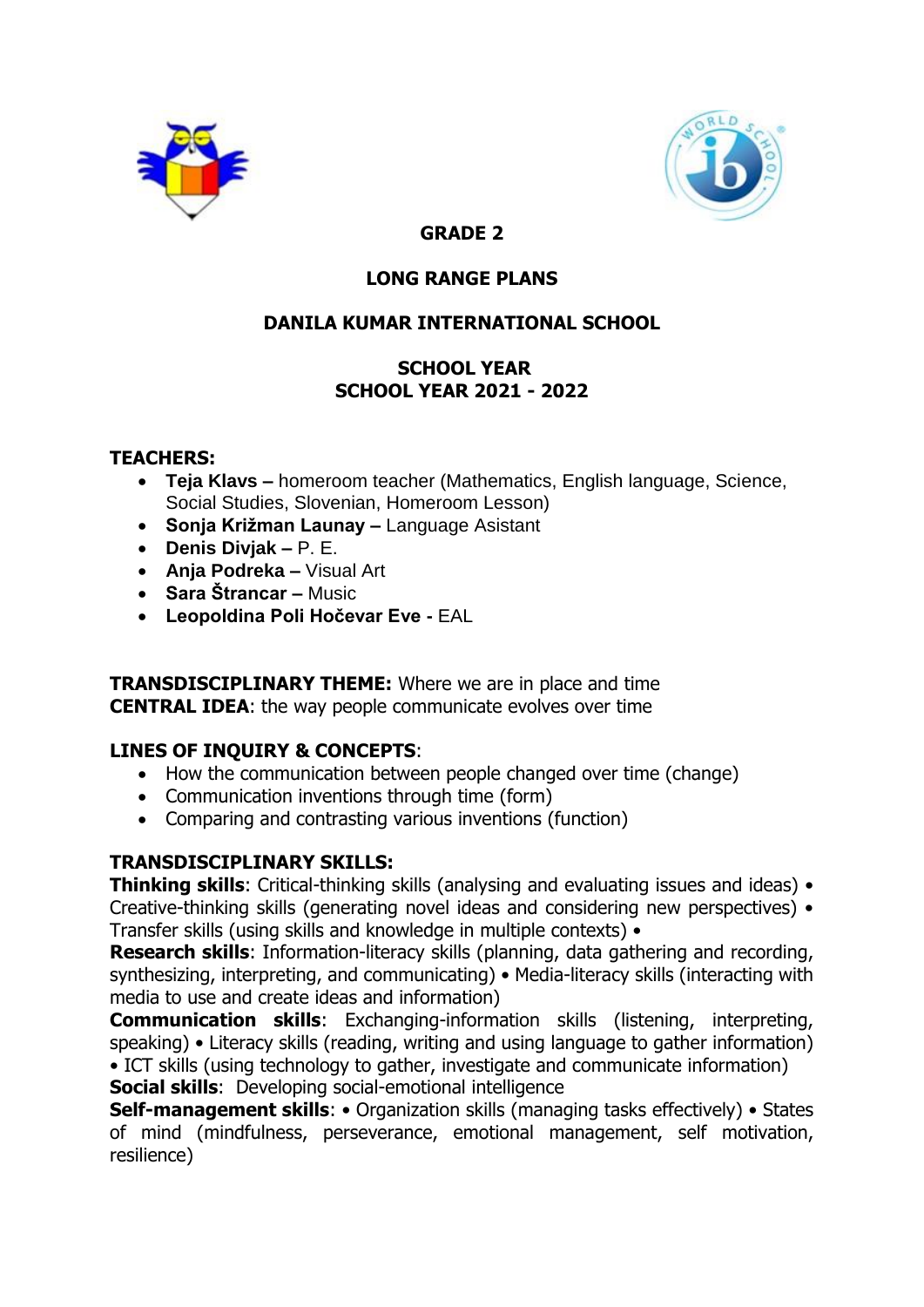# GRADE 2

## LONG RANGE PLANS

## DANILA KUMAR INTERNATIONAL SCHOOL

## SCHOOL YEAR
## SCHOOL YEAR 2021 - 2022

**TEACHERS:**

- **Teja Klavs –** homeroom teacher (Mathematics, English language, Science, Social Studies, Slovenian, Homeroom Lesson)
- **Sonja Križman Launay –** Language Asistant
- **Denis Divjak –** P. E.
- **Anja Podreka –** Visual Art
- **Sara Štrancar –** Music
- **Leopoldina Poli Hočevar Eve -** EAL

**TRANSDISCIPLINARY THEME:** Where we are in place and time
**CENTRAL IDEA**: the way people communicate evolves over time

**LINES OF INQUIRY & CONCEPTS**:

- How the communication between people changed over time (change)
- Communication inventions through time (form)
- Comparing and contrasting various inventions (function)

**TRANSDISCIPLINARY SKILLS:**
**Thinking skills**: Critical-thinking skills (analysing and evaluating issues and ideas) • Creative-thinking skills (generating novel ideas and considering new perspectives) • Transfer skills (using skills and knowledge in multiple contexts) •
**Research skills**: Information-literacy skills (planning, data gathering and recording, synthesizing, interpreting, and communicating) • Media-literacy skills (interacting with media to use and create ideas and information)
**Communication skills**: Exchanging-information skills (listening, interpreting, speaking) • Literacy skills (reading, writing and using language to gather information) • ICT skills (using technology to gather, investigate and communicate information)
**Social skills**: Developing social-emotional intelligence
**Self-management skills**: • Organization skills (managing tasks effectively) • States of mind (mindfulness, perseverance, emotional management, self motivation, resilience)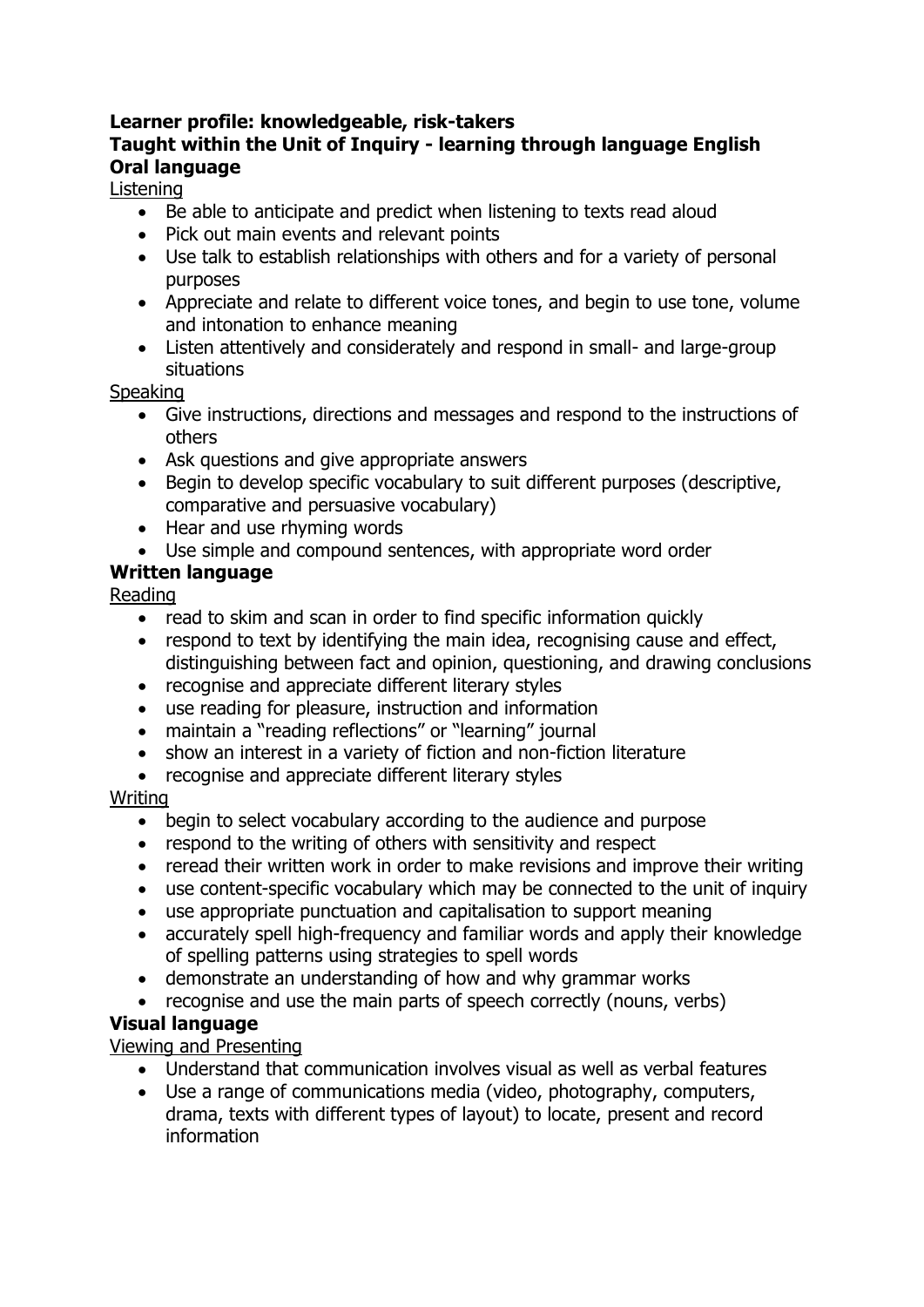**Learner profile: knowledgeable, risk-takers**
**Taught within the Unit of Inquiry - learning through language English**
**Oral language**

<u>Listening</u>

- Be able to anticipate and predict when listening to texts read aloud
- Pick out main events and relevant points
- Use talk to establish relationships with others and for a variety of personal purposes
- Appreciate and relate to different voice tones, and begin to use tone, volume and intonation to enhance meaning
- Listen attentively and considerately and respond in small- and large-group situations

<u>Speaking</u>

- Give instructions, directions and messages and respond to the instructions of others
- Ask questions and give appropriate answers
- Begin to develop specific vocabulary to suit different purposes (descriptive, comparative and persuasive vocabulary)
- Hear and use rhyming words
- Use simple and compound sentences, with appropriate word order

**Written language**

<u>Reading</u>

- read to skim and scan in order to find specific information quickly
- respond to text by identifying the main idea, recognising cause and effect, distinguishing between fact and opinion, questioning, and drawing conclusions
- recognise and appreciate different literary styles
- use reading for pleasure, instruction and information
- maintain a "reading reflections" or "learning" journal
- show an interest in a variety of fiction and non-fiction literature
- recognise and appreciate different literary styles

<u>Writing</u>

- begin to select vocabulary according to the audience and purpose
- respond to the writing of others with sensitivity and respect
- reread their written work in order to make revisions and improve their writing
- use content-specific vocabulary which may be connected to the unit of inquiry
- use appropriate punctuation and capitalisation to support meaning
- accurately spell high-frequency and familiar words and apply their knowledge of spelling patterns using strategies to spell words
- demonstrate an understanding of how and why grammar works
- recognise and use the main parts of speech correctly (nouns, verbs)

**Visual language**

<u>Viewing and Presenting</u>

- Understand that communication involves visual as well as verbal features
- Use a range of communications media (video, photography, computers, drama, texts with different types of layout) to locate, present and record information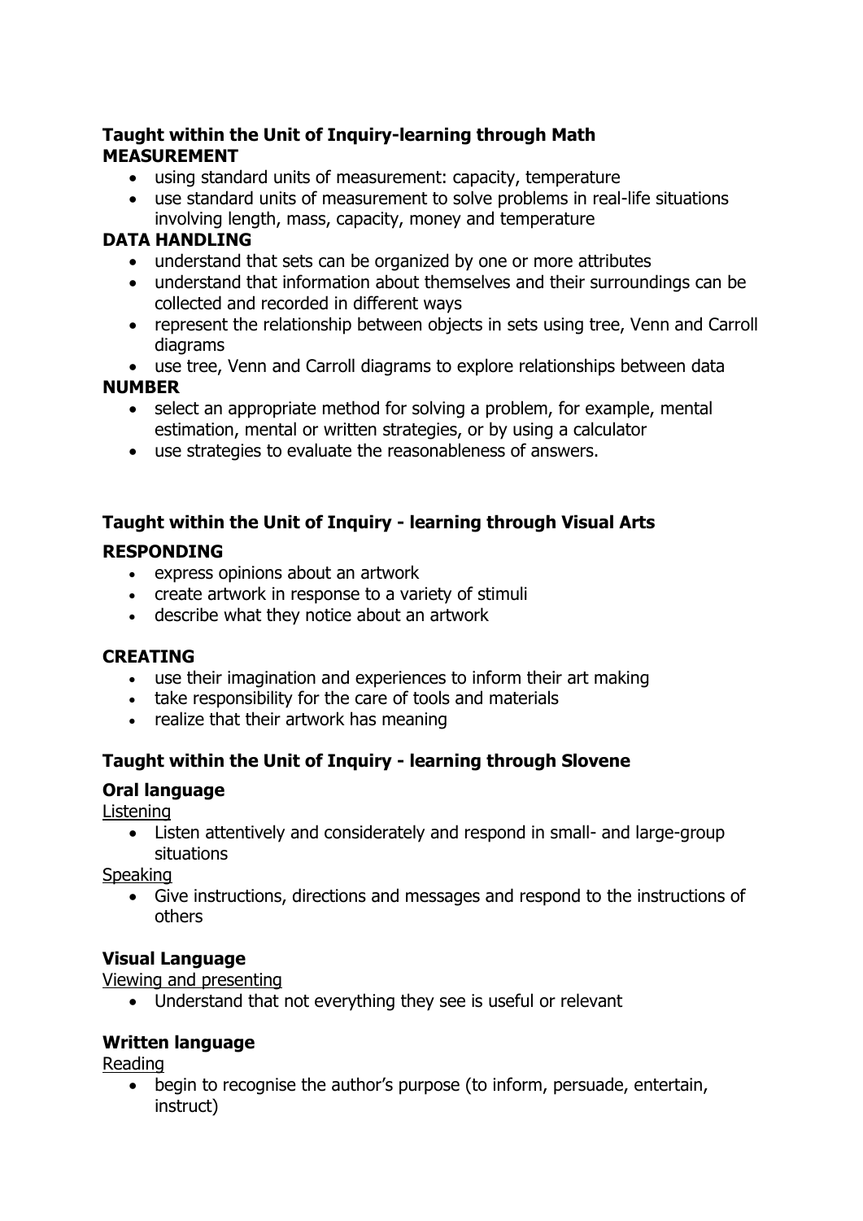**Taught within the Unit of Inquiry-learning through Math**
**MEASUREMENT**

- using standard units of measurement: capacity, temperature
- use standard units of measurement to solve problems in real-life situations involving length, mass, capacity, money and temperature

**DATA HANDLING**

- understand that sets can be organized by one or more attributes
- understand that information about themselves and their surroundings can be collected and recorded in different ways
- represent the relationship between objects in sets using tree, Venn and Carroll diagrams
- use tree, Venn and Carroll diagrams to explore relationships between data

**NUMBER**

- select an appropriate method for solving a problem, for example, mental estimation, mental or written strategies, or by using a calculator
- use strategies to evaluate the reasonableness of answers.

**Taught within the Unit of Inquiry - learning through Visual Arts**

**RESPONDING**

- express opinions about an artwork
- create artwork in response to a variety of stimuli
- describe what they notice about an artwork

**CREATING**

- use their imagination and experiences to inform their art making
- take responsibility for the care of tools and materials
- realize that their artwork has meaning

**Taught within the Unit of Inquiry - learning through Slovene**

**Oral language**

<u>Listening</u>

- Listen attentively and considerately and respond in small- and large-group situations

<u>Speaking</u>

- Give instructions, directions and messages and respond to the instructions of others

**Visual Language**

<u>Viewing and presenting</u>

- Understand that not everything they see is useful or relevant

**Written language**

<u>Reading</u>

- begin to recognise the author's purpose (to inform, persuade, entertain, instruct)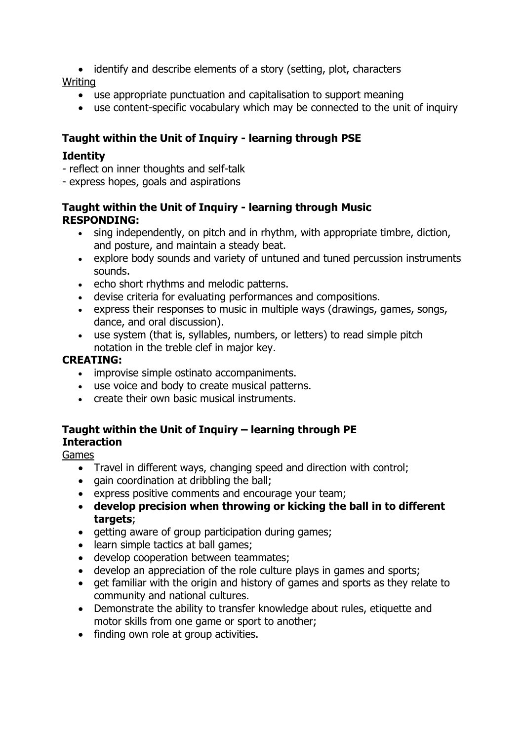- identify and describe elements of a story (setting, plot, characters

Writing

- use appropriate punctuation and capitalisation to support meaning
- use content-specific vocabulary which may be connected to the unit of inquiry

**Taught within the Unit of Inquiry - learning through PSE**

**Identity**

- reflect on inner thoughts and self-talk
- express hopes, goals and aspirations

**Taught within the Unit of Inquiry - learning through Music**

**RESPONDING:**

- sing independently, on pitch and in rhythm, with appropriate timbre, diction, and posture, and maintain a steady beat.
- explore body sounds and variety of untuned and tuned percussion instruments sounds.
- echo short rhythms and melodic patterns.
- devise criteria for evaluating performances and compositions.
- express their responses to music in multiple ways (drawings, games, songs, dance, and oral discussion).
- use system (that is, syllables, numbers, or letters) to read simple pitch notation in the treble clef in major key.

**CREATING:**

- improvise simple ostinato accompaniments.
- use voice and body to create musical patterns.
- create their own basic musical instruments.

**Taught within the Unit of Inquiry – learning through PE**

**Interaction**

Games

- Travel in different ways, changing speed and direction with control;
- gain coordination at dribbling the ball;
- express positive comments and encourage your team;
- **develop precision when throwing or kicking the ball in to different targets**;
- getting aware of group participation during games;
- learn simple tactics at ball games;
- develop cooperation between teammates;
- develop an appreciation of the role culture plays in games and sports;
- get familiar with the origin and history of games and sports as they relate to community and national cultures.
- Demonstrate the ability to transfer knowledge about rules, etiquette and motor skills from one game or sport to another;
- finding own role at group activities.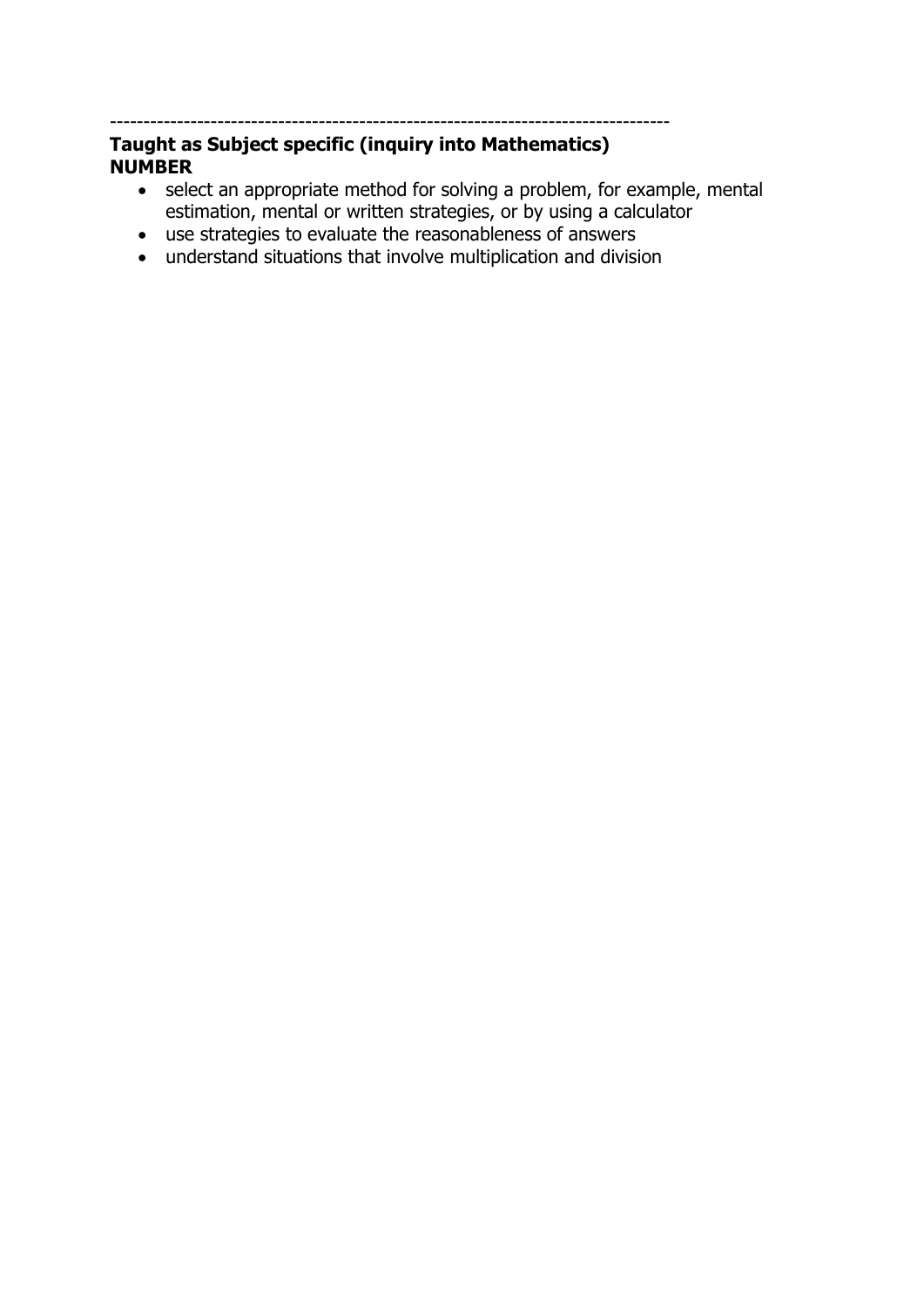---

**Taught as Subject specific (inquiry into Mathematics)**
**NUMBER**

- select an appropriate method for solving a problem, for example, mental estimation, mental or written strategies, or by using a calculator
- use strategies to evaluate the reasonableness of answers
- understand situations that involve multiplication and division